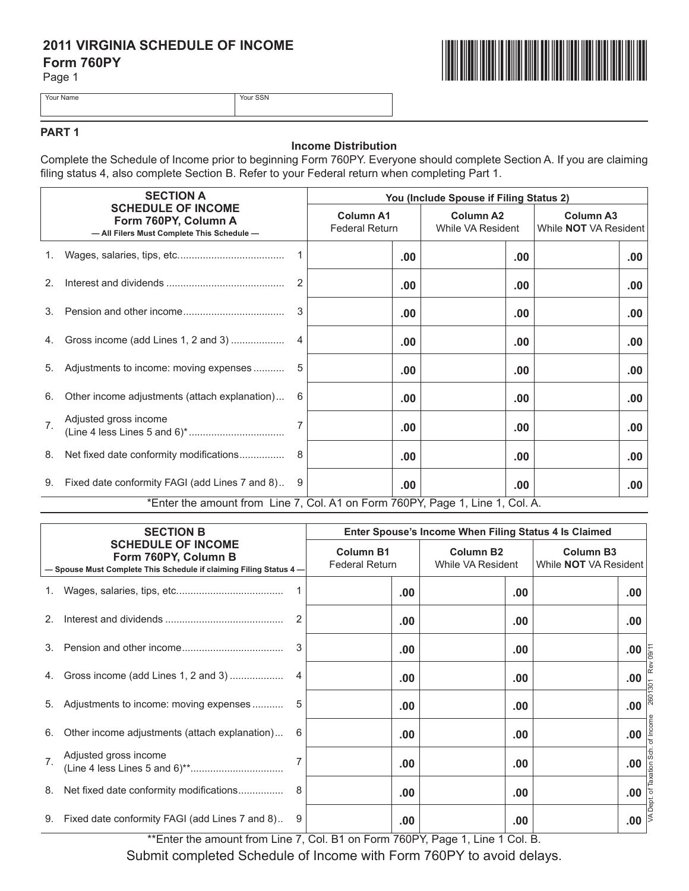# 2011 VIRGINIA SCHEDULE OF INCOME
## Form 760PY
Page 1

| Your Name | Your SSN |
|---|---|
| | |

## PART 1

**Income Distribution**

Complete the Schedule of Income prior to beginning Form 760PY. Everyone should complete Section A. If you are claiming filing status 4, also complete Section B. Refer to your Federal return when completing Part 1.

| SECTION A SCHEDULE OF INCOME Form 760PY, Column A — All Filers Must Complete This Schedule — | | You (Include Spouse if Filing Status 2) | | |
|---|---|---|---|---|
| | | **Column A1** Federal Return | **Column A2** While VA Resident | **Column A3** While **NOT** VA Resident |
| 1. Wages, salaries, tips, etc. | 1 | .00 | .00 | .00 |
| 2. Interest and dividends | 2 | .00 | .00 | .00 |
| 3. Pension and other income | 3 | .00 | .00 | .00 |
| 4. Gross income (add Lines 1, 2 and 3) | 4 | .00 | .00 | .00 |
| 5. Adjustments to income: moving expenses | 5 | .00 | .00 | .00 |
| 6. Other income adjustments (attach explanation) | 6 | .00 | .00 | .00 |
| 7. Adjusted gross income (Line 4 less Lines 5 and 6)* | 7 | .00 | .00 | .00 |
| 8. Net fixed date conformity modifications | 8 | .00 | .00 | .00 |
| 9. Fixed date conformity FAGI (add Lines 7 and 8) | 9 | .00 | .00 | .00 |

*Enter the amount from Line 7, Col. A1 on Form 760PY, Page 1, Line 1, Col. A.

| SECTION B SCHEDULE OF INCOME Form 760PY, Column B — Spouse Must Complete This Schedule if claiming Filing Status 4 — | | Enter Spouse's Income When Filing Status 4 Is Claimed | | |
|---|---|---|---|---|
| | | **Column B1** Federal Return | **Column B2** While VA Resident | **Column B3** While **NOT** VA Resident |
| 1. Wages, salaries, tips, etc. | 1 | .00 | .00 | .00 |
| 2. Interest and dividends | 2 | .00 | .00 | .00 |
| 3. Pension and other income | 3 | .00 | .00 | .00 |
| 4. Gross income (add Lines 1, 2 and 3) | 4 | .00 | .00 | .00 |
| 5. Adjustments to income: moving expenses | 5 | .00 | .00 | .00 |
| 6. Other income adjustments (attach explanation) | 6 | .00 | .00 | .00 |
| 7. Adjusted gross income (Line 4 less Lines 5 and 6)** | 7 | .00 | .00 | .00 |
| 8. Net fixed date conformity modifications | 8 | .00 | .00 | .00 |
| 9. Fixed date conformity FAGI (add Lines 7 and 8) | 9 | .00 | .00 | .00 |

**Enter the amount from Line 7, Col. B1 on Form 760PY, Page 1, Line 1 Col. B.

Submit completed Schedule of Income with Form 760PY to avoid delays.

VA Dept. of Taxation Sch. of Income 2601301 Rev 09/11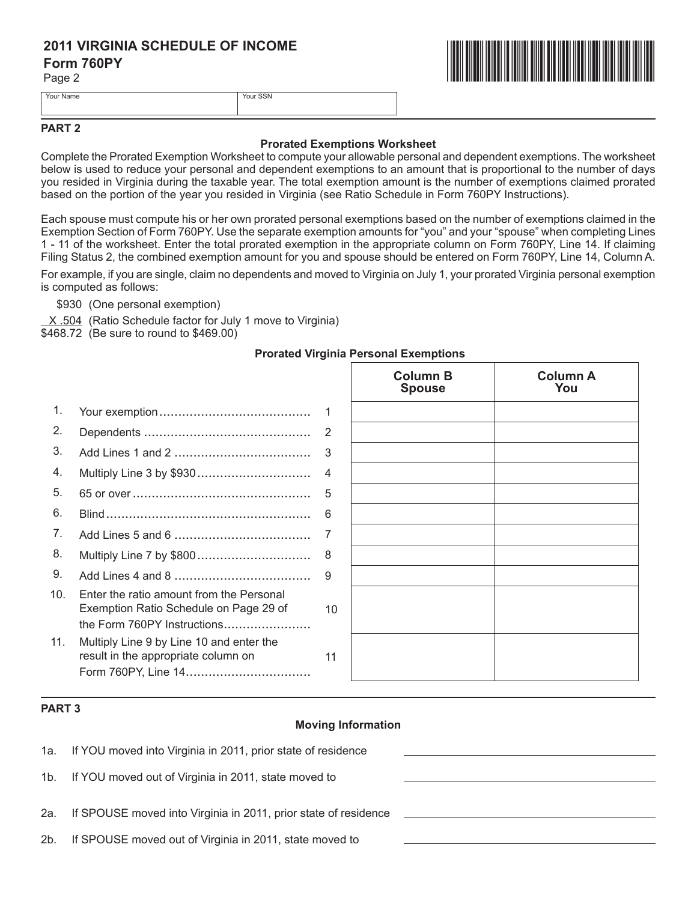# 2011 VIRGINIA SCHEDULE OF INCOME

**Form 760PY**

Page 2

| Your Name | Your SSN |
|---|---|
| | |

## PART 2

### Prorated Exemptions Worksheet

Complete the Prorated Exemption Worksheet to compute your allowable personal and dependent exemptions. The worksheet below is used to reduce your personal and dependent exemptions to an amount that is proportional to the number of days you resided in Virginia during the taxable year. The total exemption amount is the number of exemptions claimed prorated based on the portion of the year you resided in Virginia (see Ratio Schedule in Form 760PY Instructions).

Each spouse must compute his or her own prorated personal exemptions based on the number of exemptions claimed in the Exemption Section of Form 760PY. Use the separate exemption amounts for "you" and your "spouse" when completing Lines 1 - 11 of the worksheet. Enter the total prorated exemption in the appropriate column on Form 760PY, Line 14. If claiming Filing Status 2, the combined exemption amount for you and spouse should be entered on Form 760PY, Line 14, Column A.

For example, if you are single, claim no dependents and moved to Virginia on July 1, your prorated Virginia personal exemption is computed as follows:

$930 (One personal exemption)

X .504 (Ratio Schedule factor for July 1 move to Virginia)

$468.72 (Be sure to round to $469.00)

### Prorated Virginia Personal Exemptions

| | | | Column B Spouse | Column A You |
|---|---|---|---|---|
| 1. | Your exemption | 1 | | |
| 2. | Dependents | 2 | | |
| 3. | Add Lines 1 and 2 | 3 | | |
| 4. | Multiply Line 3 by $930 | 4 | | |
| 5. | 65 or over | 5 | | |
| 6. | Blind | 6 | | |
| 7. | Add Lines 5 and 6 | 7 | | |
| 8. | Multiply Line 7 by $800 | 8 | | |
| 9. | Add Lines 4 and 8 | 9 | | |
| 10. | Enter the ratio amount from the Personal Exemption Ratio Schedule on Page 29 of the Form 760PY Instructions | 10 | | |
| 11. | Multiply Line 9 by Line 10 and enter the result in the appropriate column on Form 760PY, Line 14 | 11 | | |

## PART 3

### Moving Information

1a. If YOU moved into Virginia in 2011, prior state of residence \_\_\_\_\_\_\_\_\_\_\_\_\_\_\_\_\_\_\_\_

1b. If YOU moved out of Virginia in 2011, state moved to \_\_\_\_\_\_\_\_\_\_\_\_\_\_\_\_\_\_\_\_

2a. If SPOUSE moved into Virginia in 2011, prior state of residence \_\_\_\_\_\_\_\_\_\_\_\_\_\_\_\_\_\_\_\_

2b. If SPOUSE moved out of Virginia in 2011, state moved to \_\_\_\_\_\_\_\_\_\_\_\_\_\_\_\_\_\_\_\_